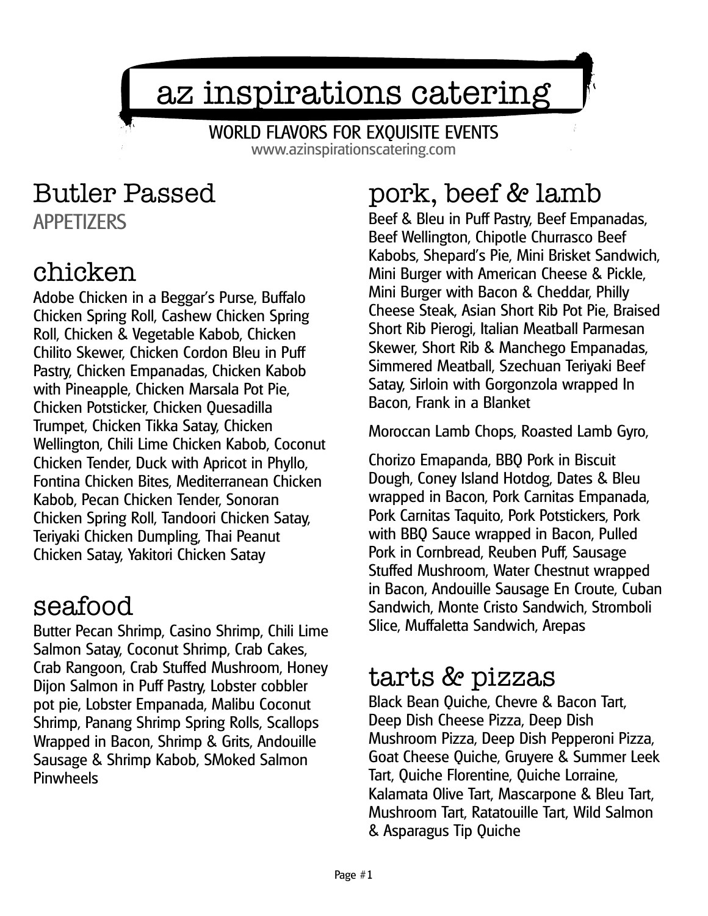# az inspirations catering

WORLD FLAVORS FOR EXQUISITE EVENTS
www.azinspirationscatering.com

## Butler Passed

APPETIZERS

### chicken

Adobe Chicken in a Beggar's Purse, Buffalo Chicken Spring Roll, Cashew Chicken Spring Roll, Chicken & Vegetable Kabob, Chicken Chilito Skewer, Chicken Cordon Bleu in Puff Pastry, Chicken Empanadas, Chicken Kabob with Pineapple, Chicken Marsala Pot Pie, Chicken Potsticker, Chicken Quesadilla Trumpet, Chicken Tikka Satay, Chicken Wellington, Chili Lime Chicken Kabob, Coconut Chicken Tender, Duck with Apricot in Phyllo, Fontina Chicken Bites, Mediterranean Chicken Kabob, Pecan Chicken Tender, Sonoran Chicken Spring Roll, Tandoori Chicken Satay, Teriyaki Chicken Dumpling, Thai Peanut Chicken Satay, Yakitori Chicken Satay

### seafood

Butter Pecan Shrimp, Casino Shrimp, Chili Lime Salmon Satay, Coconut Shrimp, Crab Cakes, Crab Rangoon, Crab Stuffed Mushroom, Honey Dijon Salmon in Puff Pastry, Lobster cobbler pot pie, Lobster Empanada, Malibu Coconut Shrimp, Panang Shrimp Spring Rolls, Scallops Wrapped in Bacon, Shrimp & Grits, Andouille Sausage & Shrimp Kabob, SMoked Salmon Pinwheels

### pork, beef & lamb

Beef & Bleu in Puff Pastry, Beef Empanadas, Beef Wellington, Chipotle Churrasco Beef Kabobs, Shepard's Pie, Mini Brisket Sandwich, Mini Burger with American Cheese & Pickle, Mini Burger with Bacon & Cheddar, Philly Cheese Steak, Asian Short Rib Pot Pie, Braised Short Rib Pierogi, Italian Meatball Parmesan Skewer, Short Rib & Manchego Empanadas, Simmered Meatball, Szechuan Teriyaki Beef Satay, Sirloin with Gorgonzola wrapped In Bacon, Frank in a Blanket

Moroccan Lamb Chops, Roasted Lamb Gyro,

Chorizo Emapanda, BBQ Pork in Biscuit Dough, Coney Island Hotdog, Dates & Bleu wrapped in Bacon, Pork Carnitas Empanada, Pork Carnitas Taquito, Pork Potstickers, Pork with BBQ Sauce wrapped in Bacon, Pulled Pork in Cornbread, Reuben Puff, Sausage Stuffed Mushroom, Water Chestnut wrapped in Bacon, Andouille Sausage En Croute, Cuban Sandwich, Monte Cristo Sandwich, Stromboli Slice, Muffaletta Sandwich, Arepas

### tarts & pizzas

Black Bean Quiche, Chevre & Bacon Tart, Deep Dish Cheese Pizza, Deep Dish Mushroom Pizza, Deep Dish Pepperoni Pizza, Goat Cheese Quiche, Gruyere & Summer Leek Tart, Quiche Florentine, Quiche Lorraine, Kalamata Olive Tart, Mascarpone & Bleu Tart, Mushroom Tart, Ratatouille Tart, Wild Salmon & Asparagus Tip Quiche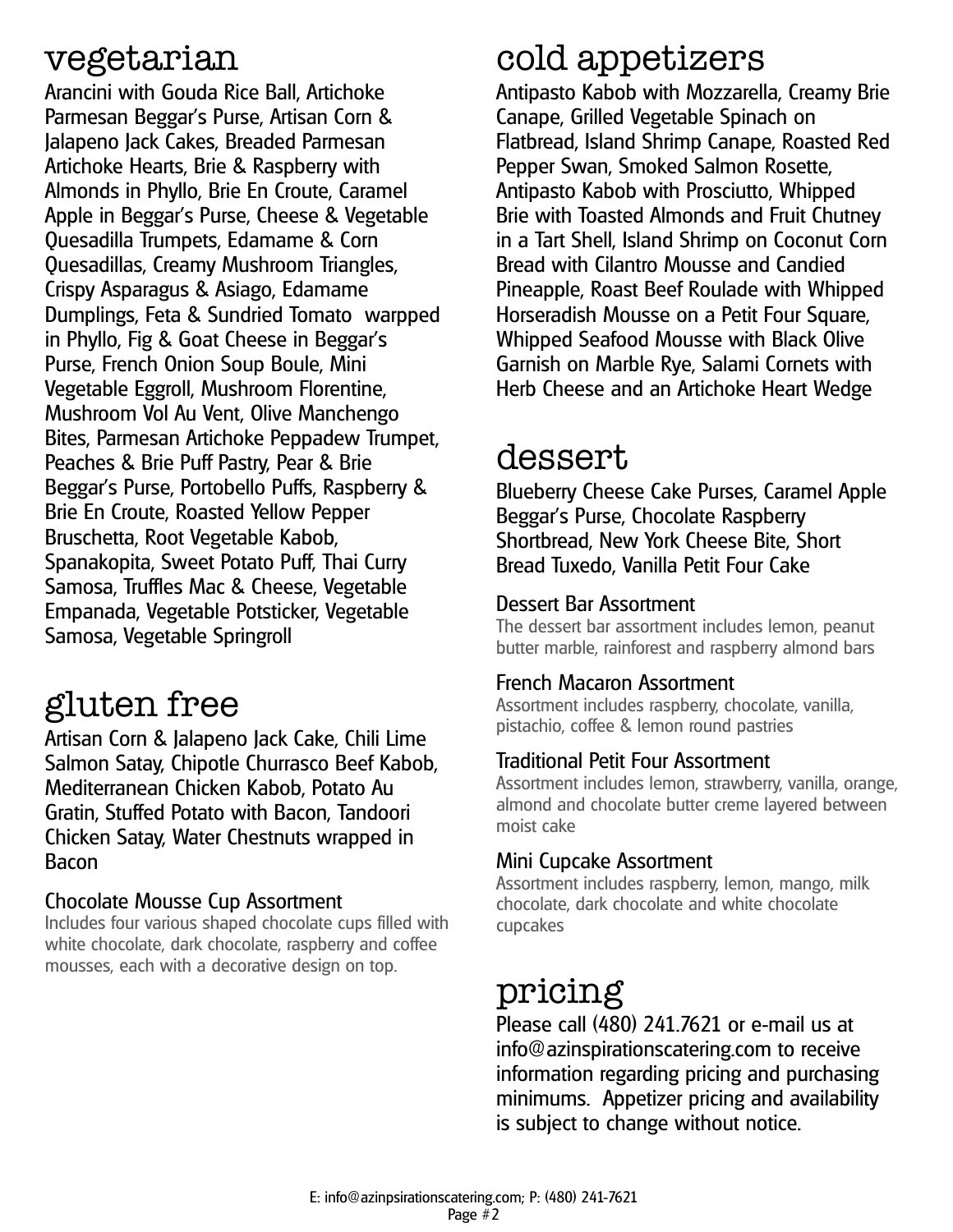## vegetarian

Arancini with Gouda Rice Ball, Artichoke Parmesan Beggar's Purse, Artisan Corn & Jalapeno Jack Cakes, Breaded Parmesan Artichoke Hearts, Brie & Raspberry with Almonds in Phyllo, Brie En Croute, Caramel Apple in Beggar's Purse, Cheese & Vegetable Quesadilla Trumpets, Edamame & Corn Quesadillas, Creamy Mushroom Triangles, Crispy Asparagus & Asiago, Edamame Dumplings, Feta & Sundried Tomato  warpped in Phyllo, Fig & Goat Cheese in Beggar's Purse, French Onion Soup Boule, Mini Vegetable Eggroll, Mushroom Florentine, Mushroom Vol Au Vent, Olive Manchengo Bites, Parmesan Artichoke Peppadew Trumpet, Peaches & Brie Puff Pastry, Pear & Brie Beggar's Purse, Portobello Puffs, Raspberry & Brie En Croute, Roasted Yellow Pepper Bruschetta, Root Vegetable Kabob, Spanakopita, Sweet Potato Puff, Thai Curry Samosa, Truffles Mac & Cheese, Vegetable Empanada, Vegetable Potsticker, Vegetable Samosa, Vegetable Springroll

## gluten free

Artisan Corn & Jalapeno Jack Cake, Chili Lime Salmon Satay, Chipotle Churrasco Beef Kabob, Mediterranean Chicken Kabob, Potato Au Gratin, Stuffed Potato with Bacon, Tandoori Chicken Satay, Water Chestnuts wrapped in Bacon

### Chocolate Mousse Cup Assortment

Includes four various shaped chocolate cups filled with white chocolate, dark chocolate, raspberry and coffee mousses, each with a decorative design on top.

## cold appetizers

Antipasto Kabob with Mozzarella, Creamy Brie Canape, Grilled Vegetable Spinach on Flatbread, Island Shrimp Canape, Roasted Red Pepper Swan, Smoked Salmon Rosette, Antipasto Kabob with Prosciutto, Whipped Brie with Toasted Almonds and Fruit Chutney in a Tart Shell, Island Shrimp on Coconut Corn Bread with Cilantro Mousse and Candied Pineapple, Roast Beef Roulade with Whipped Horseradish Mousse on a Petit Four Square, Whipped Seafood Mousse with Black Olive Garnish on Marble Rye, Salami Cornets with Herb Cheese and an Artichoke Heart Wedge

## dessert

Blueberry Cheese Cake Purses, Caramel Apple Beggar's Purse, Chocolate Raspberry Shortbread, New York Cheese Bite, Short Bread Tuxedo, Vanilla Petit Four Cake

### Dessert Bar Assortment

The dessert bar assortment includes lemon, peanut butter marble, rainforest and raspberry almond bars

### French Macaron Assortment

Assortment includes raspberry, chocolate, vanilla, pistachio, coffee & lemon round pastries

### Traditional Petit Four Assortment

Assortment includes lemon, strawberry, vanilla, orange, almond and chocolate butter creme layered between moist cake

### Mini Cupcake Assortment

Assortment includes raspberry, lemon, mango, milk chocolate, dark chocolate and white chocolate cupcakes

## pricing

Please call (480) 241.7621 or e-mail us at info@azinspirationscatering.com to receive information regarding pricing and purchasing minimums.  Appetizer pricing and availability is subject to change without notice.